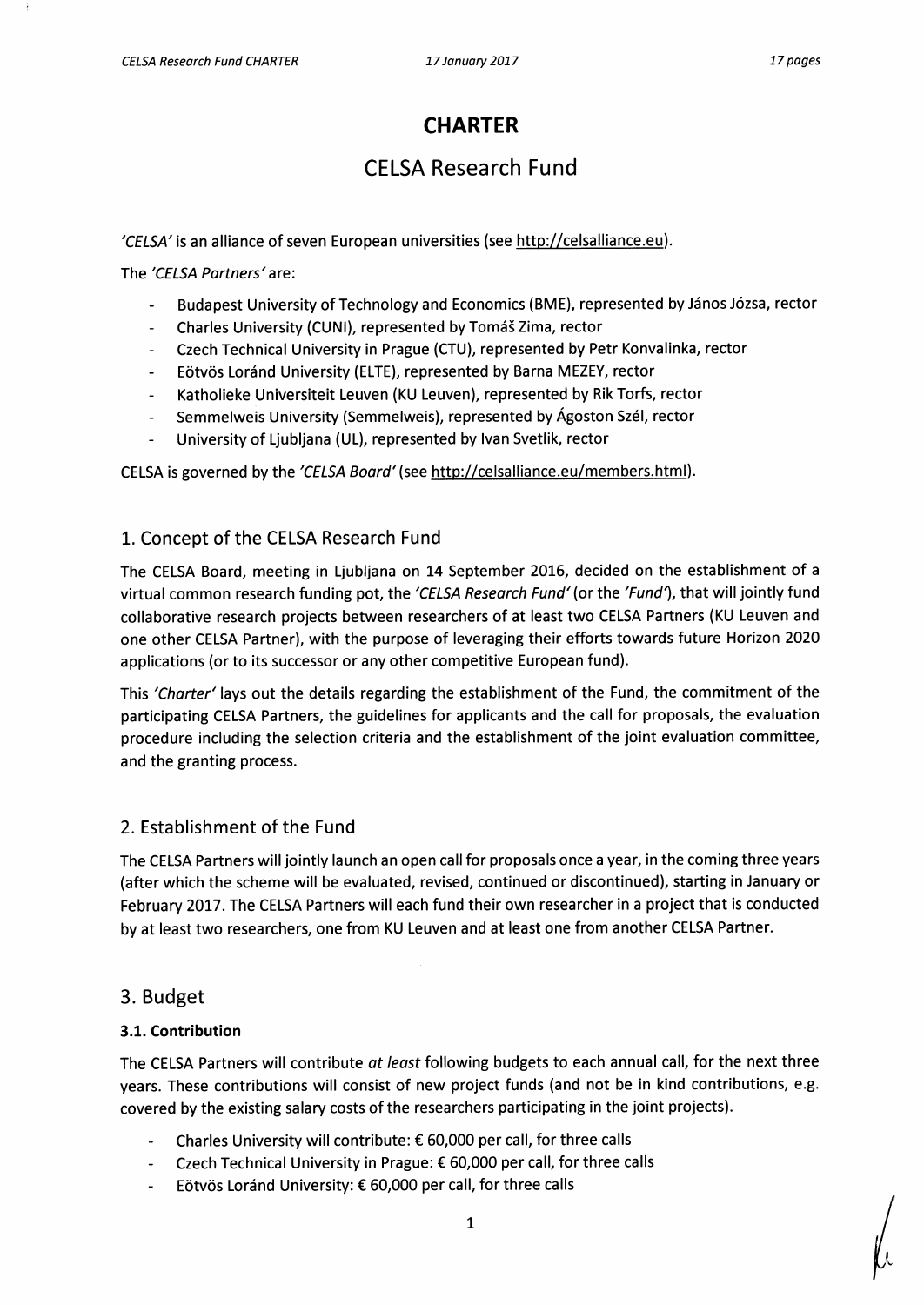# CHARTER

## CELSA Research Fund

*'CELSA'* is an alliance of seven European universities (see http://celsalliance.eu).

The *'CELSA Partners'* are:

- Budapest University of Technology and Economics (BME), represented by János Józsa, rector
- Charles University (CUNI), represented by Tomáš Zima, rector
- Czech Technical University in Prague (CTU), represented by Petr Konvalinka, rector
- Eötvös Loránd University (ELTE), represented by Barna MEZEY, rector
- Katholieke Universiteit Leuven (KU Leuven), represented by Rik Torfs, rector
- Semmelweis University (Semmelweis), represented by Ágoston Szél, rector
- University of Ljubljana (UL), represented by Ivan Svetlik, rector

CELSA is governed by the *'CELSA Board'* (see http://celsalliance.eu/members.html).

## 1. Concept of the CELSA Research Fund

The CELSA Board, meeting in Ljubljana on 14 September 2016, decided on the establishment of a virtual common research funding pot, the *'CELSA Research Fund'* (or the *'Fund'*), that will jointly fund collaborative research projects between researchers of at least two CELSA Partners (KU Leuven and one other CELSA Partner), with the purpose of leveraging their efforts towards future Horizon 2020 applications (or to its successor or any other competitive European fund).

This *'Charter'* lays out the details regarding the establishment of the Fund, the commitment of the participating CELSA Partners, the guidelines for applicants and the call for proposals, the evaluation procedure including the selection criteria and the establishment of the joint evaluation committee, and the granting process.

## 2. Establishment of the Fund

The CELSA Partners will jointly launch an open call for proposals once a year, in the coming three years (after which the scheme will be evaluated, revised, continued or discontinued), starting in January or February 2017. The CELSA Partners will each fund their own researcher in a project that is conducted by at least two researchers, one from KU Leuven and at least one from another CELSA Partner.

## 3. Budget

### 3.1. Contribution

The CELSA Partners will contribute *at least* following budgets to each annual call, for the next three years. These contributions will consist of new project funds (and not be in kind contributions, e.g. covered by the existing salary costs of the researchers participating in the joint projects).

- Charles University will contribute: € 60,000 per call, for three calls
- Czech Technical University in Prague: € 60,000 per call, for three calls
- Eötvös Loránd University: € 60,000 per call, for three calls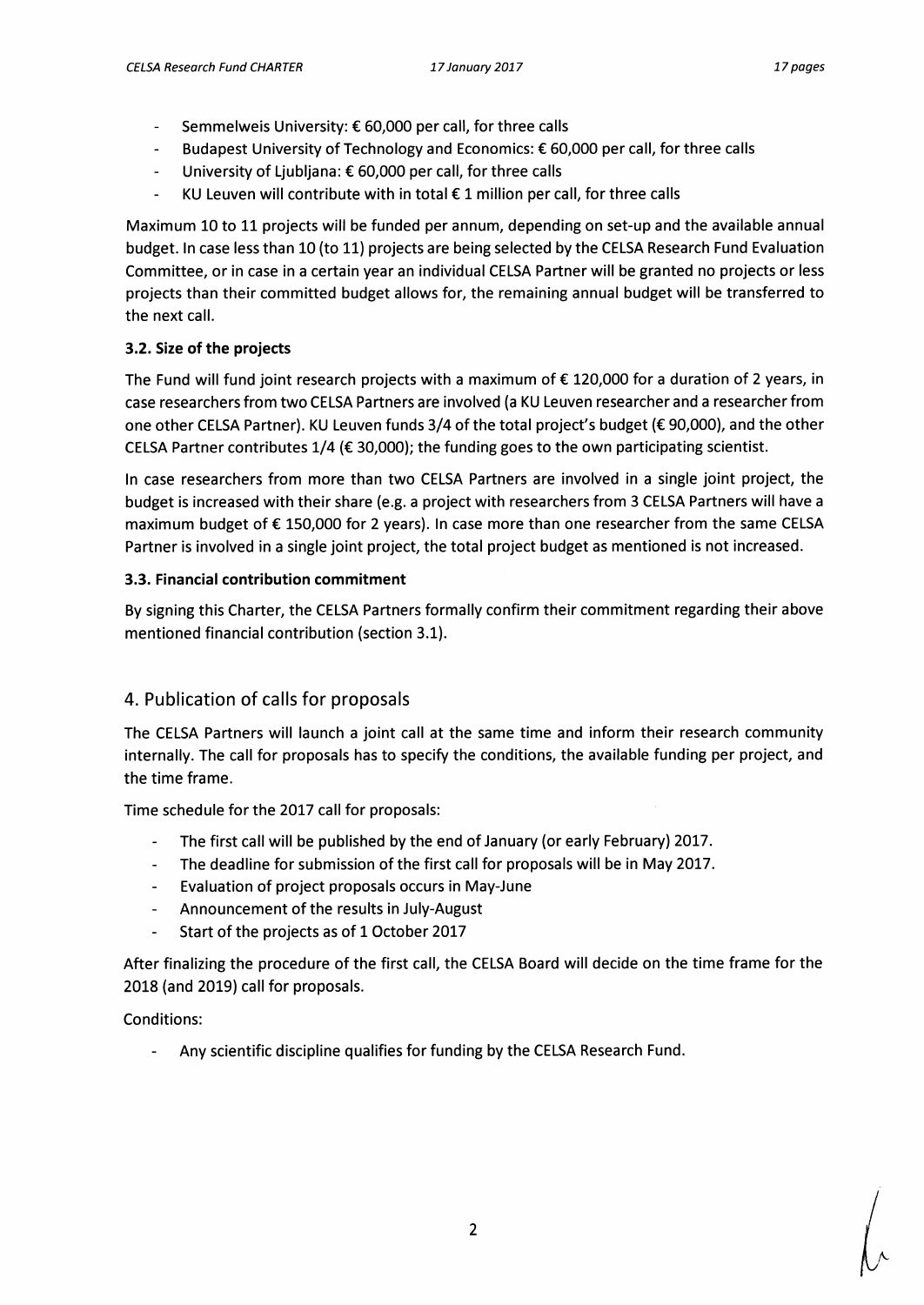- Semmelweis University: € 60,000 per call, for three calls
- Budapest University of Technology and Economics: € 60,000 per call, for three calls
- University of Ljubljana: € 60,000 per call, for three calls
- KU Leuven will contribute with in total € 1 million per call, for three calls

Maximum 10 to 11 projects will be funded per annum, depending on set-up and the available annual budget. In case less than 10 (to 11) projects are being selected by the CELSA Research Fund Evaluation Committee, or in case in a certain year an individual CELSA Partner will be granted no projects or less projects than their committed budget allows for, the remaining annual budget will be transferred to the next call.

### 3.2. Size of the projects

The Fund will fund joint research projects with a maximum of € 120,000 for a duration of 2 years, in case researchers from two CELSA Partners are involved (a KU Leuven researcher and a researcher from one other CELSA Partner). KU Leuven funds 3/4 of the total project's budget (€ 90,000), and the other CELSA Partner contributes 1/4 (€ 30,000); the funding goes to the own participating scientist.

In case researchers from more than two CELSA Partners are involved in a single joint project, the budget is increased with their share (e.g. a project with researchers from 3 CELSA Partners will have a maximum budget of € 150,000 for 2 years). In case more than one researcher from the same CELSA Partner is involved in a single joint project, the total project budget as mentioned is not increased.

### 3.3. Financial contribution commitment

By signing this Charter, the CELSA Partners formally confirm their commitment regarding their above mentioned financial contribution (section 3.1).

## 4. Publication of calls for proposals

The CELSA Partners will launch a joint call at the same time and inform their research community internally. The call for proposals has to specify the conditions, the available funding per project, and the time frame.

Time schedule for the 2017 call for proposals:

- The first call will be published by the end of January (or early February) 2017.
- The deadline for submission of the first call for proposals will be in May 2017.
- Evaluation of project proposals occurs in May-June
- Announcement of the results in July-August
- Start of the projects as of 1 October 2017

After finalizing the procedure of the first call, the CELSA Board will decide on the time frame for the 2018 (and 2019) call for proposals.

Conditions:

- Any scientific discipline qualifies for funding by the CELSA Research Fund.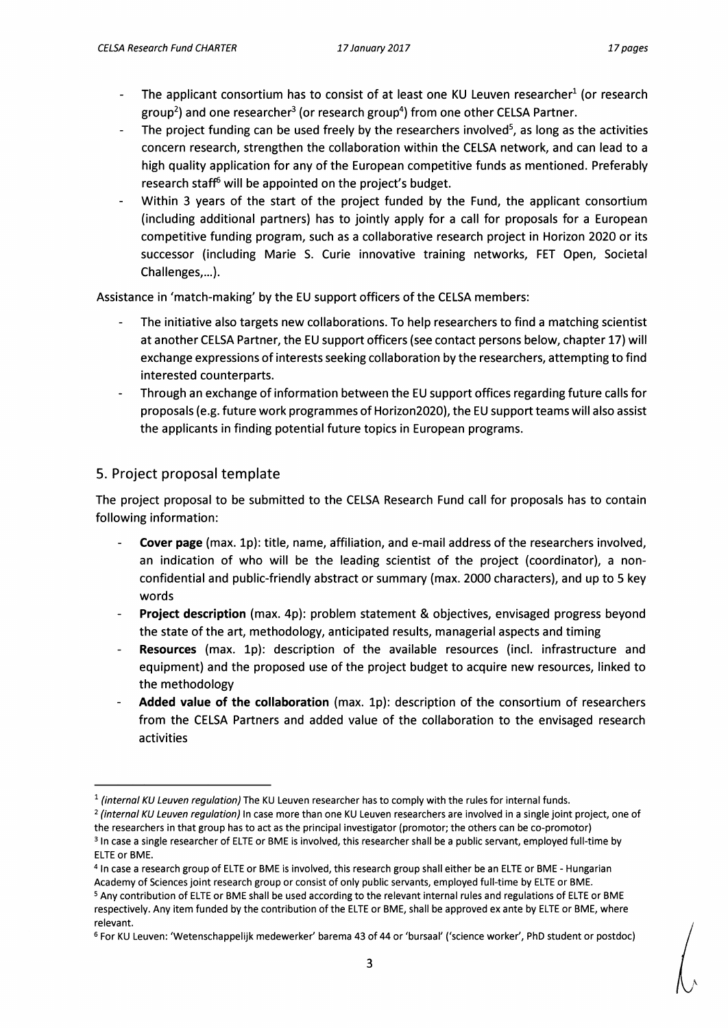- The applicant consortium has to consist of at least one KU Leuven researcher[1] (or research group[2]) and one researcher[3] (or research group[4]) from one other CELSA Partner.
- The project funding can be used freely by the researchers involved[5], as long as the activities concern research, strengthen the collaboration within the CELSA network, and can lead to a high quality application for any of the European competitive funds as mentioned. Preferably research staff[6] will be appointed on the project's budget.
- Within 3 years of the start of the project funded by the Fund, the applicant consortium (including additional partners) has to jointly apply for a call for proposals for a European competitive funding program, such as a collaborative research project in Horizon 2020 or its successor (including Marie S. Curie innovative training networks, FET Open, Societal Challenges,…).

Assistance in 'match-making' by the EU support officers of the CELSA members:

- The initiative also targets new collaborations. To help researchers to find a matching scientist at another CELSA Partner, the EU support officers (see contact persons below, chapter 17) will exchange expressions of interests seeking collaboration by the researchers, attempting to find interested counterparts.
- Through an exchange of information between the EU support offices regarding future calls for proposals (e.g. future work programmes of Horizon2020), the EU support teams will also assist the applicants in finding potential future topics in European programs.

## 5. Project proposal template

The project proposal to be submitted to the CELSA Research Fund call for proposals has to contain following information:

- **Cover page** (max. 1p): title, name, affiliation, and e-mail address of the researchers involved, an indication of who will be the leading scientist of the project (coordinator), a non-confidential and public-friendly abstract or summary (max. 2000 characters), and up to 5 key words
- **Project description** (max. 4p): problem statement & objectives, envisaged progress beyond the state of the art, methodology, anticipated results, managerial aspects and timing
- **Resources** (max. 1p): description of the available resources (incl. infrastructure and equipment) and the proposed use of the project budget to acquire new resources, linked to the methodology
- **Added value of the collaboration** (max. 1p): description of the consortium of researchers from the CELSA Partners and added value of the collaboration to the envisaged research activities

---

[1] *(internal KU Leuven regulation)* The KU Leuven researcher has to comply with the rules for internal funds.

[2] *(internal KU Leuven regulation)* In case more than one KU Leuven researchers are involved in a single joint project, one of the researchers in that group has to act as the principal investigator (promotor; the others can be co-promotor)

[3] In case a single researcher of ELTE or BME is involved, this researcher shall be a public servant, employed full-time by ELTE or BME.

[4] In case a research group of ELTE or BME is involved, this research group shall either be an ELTE or BME - Hungarian Academy of Sciences joint research group or consist of only public servants, employed full-time by ELTE or BME.

[5] Any contribution of ELTE or BME shall be used according to the relevant internal rules and regulations of ELTE or BME respectively. Any item funded by the contribution of the ELTE or BME, shall be approved ex ante by ELTE or BME, where relevant.

[6] For KU Leuven: 'Wetenschappelijk medewerker' barema 43 of 44 or 'bursaal' ('science worker', PhD student or postdoc)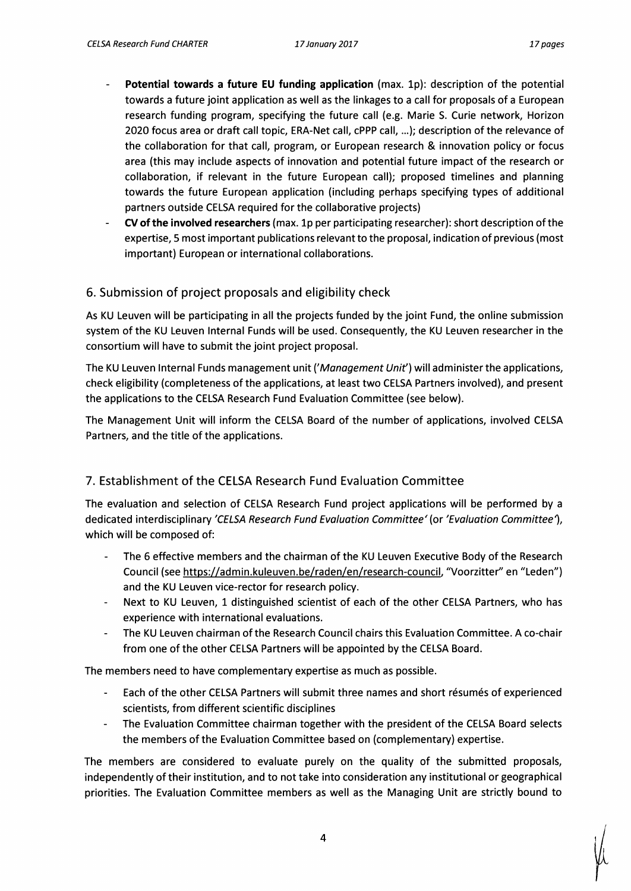- **Potential towards a future EU funding application** (max. 1p): description of the potential towards a future joint application as well as the linkages to a call for proposals of a European research funding program, specifying the future call (e.g. Marie S. Curie network, Horizon 2020 focus area or draft call topic, ERA-Net call, cPPP call, ...); description of the relevance of the collaboration for that call, program, or European research & innovation policy or focus area (this may include aspects of innovation and potential future impact of the research or collaboration, if relevant in the future European call); proposed timelines and planning towards the future European application (including perhaps specifying types of additional partners outside CELSA required for the collaborative projects)
- **CV of the involved researchers** (max. 1p per participating researcher): short description of the expertise, 5 most important publications relevant to the proposal, indication of previous (most important) European or international collaborations.

## 6. Submission of project proposals and eligibility check

As KU Leuven will be participating in all the projects funded by the joint Fund, the online submission system of the KU Leuven Internal Funds will be used. Consequently, the KU Leuven researcher in the consortium will have to submit the joint project proposal.

The KU Leuven Internal Funds management unit (*'Management Unit'*) will administer the applications, check eligibility (completeness of the applications, at least two CELSA Partners involved), and present the applications to the CELSA Research Fund Evaluation Committee (see below).

The Management Unit will inform the CELSA Board of the number of applications, involved CELSA Partners, and the title of the applications.

## 7. Establishment of the CELSA Research Fund Evaluation Committee

The evaluation and selection of CELSA Research Fund project applications will be performed by a dedicated interdisciplinary *'CELSA Research Fund Evaluation Committee'* (or *'Evaluation Committee'*), which will be composed of:

- The 6 effective members and the chairman of the KU Leuven Executive Body of the Research Council (see https://admin.kuleuven.be/raden/en/research-council, "Voorzitter" en "Leden") and the KU Leuven vice-rector for research policy.
- Next to KU Leuven, 1 distinguished scientist of each of the other CELSA Partners, who has experience with international evaluations.
- The KU Leuven chairman of the Research Council chairs this Evaluation Committee. A co-chair from one of the other CELSA Partners will be appointed by the CELSA Board.

The members need to have complementary expertise as much as possible.

- Each of the other CELSA Partners will submit three names and short résumés of experienced scientists, from different scientific disciplines
- The Evaluation Committee chairman together with the president of the CELSA Board selects the members of the Evaluation Committee based on (complementary) expertise.

The members are considered to evaluate purely on the quality of the submitted proposals, independently of their institution, and to not take into consideration any institutional or geographical priorities. The Evaluation Committee members as well as the Managing Unit are strictly bound to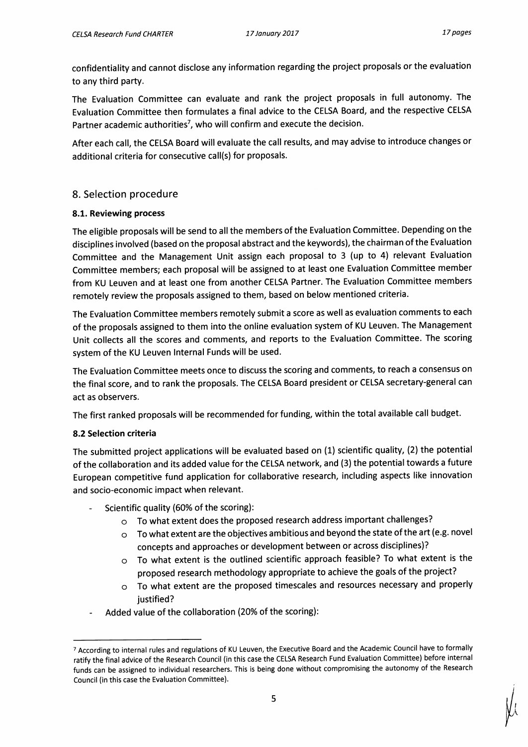confidentiality and cannot disclose any information regarding the project proposals or the evaluation to any third party.

The Evaluation Committee can evaluate and rank the project proposals in full autonomy. The Evaluation Committee then formulates a final advice to the CELSA Board, and the respective CELSA Partner academic authorities[7], who will confirm and execute the decision.

After each call, the CELSA Board will evaluate the call results, and may advise to introduce changes or additional criteria for consecutive call(s) for proposals.

## 8. Selection procedure

### 8.1. Reviewing process

The eligible proposals will be send to all the members of the Evaluation Committee. Depending on the disciplines involved (based on the proposal abstract and the keywords), the chairman of the Evaluation Committee and the Management Unit assign each proposal to 3 (up to 4) relevant Evaluation Committee members; each proposal will be assigned to at least one Evaluation Committee member from KU Leuven and at least one from another CELSA Partner. The Evaluation Committee members remotely review the proposals assigned to them, based on below mentioned criteria.

The Evaluation Committee members remotely submit a score as well as evaluation comments to each of the proposals assigned to them into the online evaluation system of KU Leuven. The Management Unit collects all the scores and comments, and reports to the Evaluation Committee. The scoring system of the KU Leuven Internal Funds will be used.

The Evaluation Committee meets once to discuss the scoring and comments, to reach a consensus on the final score, and to rank the proposals. The CELSA Board president or CELSA secretary-general can act as observers.

The first ranked proposals will be recommended for funding, within the total available call budget.

### 8.2 Selection criteria

The submitted project applications will be evaluated based on (1) scientific quality, (2) the potential of the collaboration and its added value for the CELSA network, and (3) the potential towards a future European competitive fund application for collaborative research, including aspects like innovation and socio-economic impact when relevant.

- Scientific quality (60% of the scoring):
  - To what extent does the proposed research address important challenges?
  - To what extent are the objectives ambitious and beyond the state of the art (e.g. novel concepts and approaches or development between or across disciplines)?
  - To what extent is the outlined scientific approach feasible? To what extent is the proposed research methodology appropriate to achieve the goals of the project?
  - To what extent are the proposed timescales and resources necessary and properly justified?
- Added value of the collaboration (20% of the scoring):

---

[7] According to internal rules and regulations of KU Leuven, the Executive Board and the Academic Council have to formally ratify the final advice of the Research Council (in this case the CELSA Research Fund Evaluation Committee) before internal funds can be assigned to individual researchers. This is being done without compromising the autonomy of the Research Council (in this case the Evaluation Committee).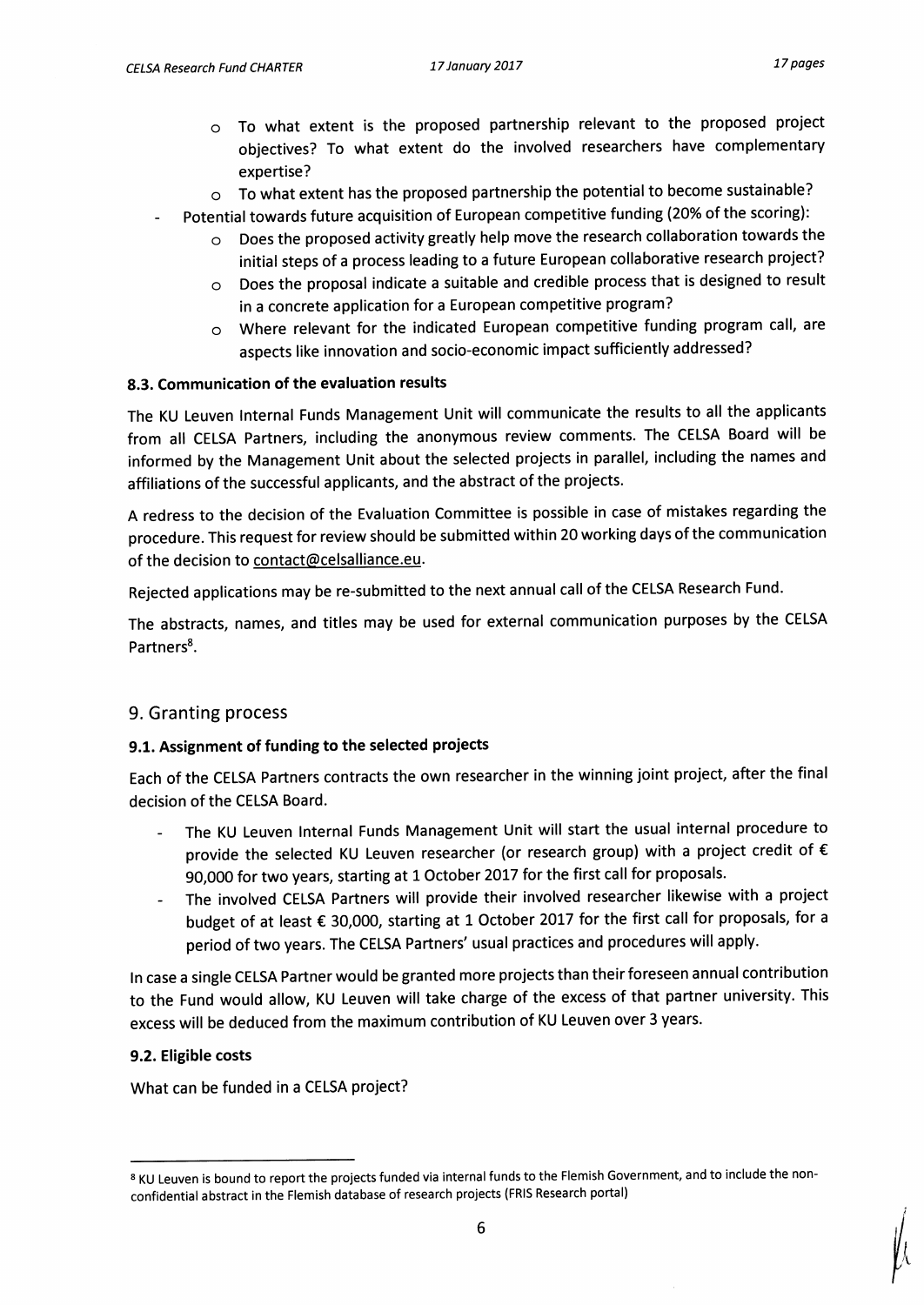- To what extent is the proposed partnership relevant to the proposed project objectives? To what extent do the involved researchers have complementary expertise?
  - To what extent has the proposed partnership the potential to become sustainable?
- Potential towards future acquisition of European competitive funding (20% of the scoring):
  - Does the proposed activity greatly help move the research collaboration towards the initial steps of a process leading to a future European collaborative research project?
  - Does the proposal indicate a suitable and credible process that is designed to result in a concrete application for a European competitive program?
  - Where relevant for the indicated European competitive funding program call, are aspects like innovation and socio-economic impact sufficiently addressed?

### 8.3. Communication of the evaluation results

The KU Leuven Internal Funds Management Unit will communicate the results to all the applicants from all CELSA Partners, including the anonymous review comments. The CELSA Board will be informed by the Management Unit about the selected projects in parallel, including the names and affiliations of the successful applicants, and the abstract of the projects.

A redress to the decision of the Evaluation Committee is possible in case of mistakes regarding the procedure. This request for review should be submitted within 20 working days of the communication of the decision to contact@celsalliance.eu.

Rejected applications may be re-submitted to the next annual call of the CELSA Research Fund.

The abstracts, names, and titles may be used for external communication purposes by the CELSA Partners[8].

## 9. Granting process

### 9.1. Assignment of funding to the selected projects

Each of the CELSA Partners contracts the own researcher in the winning joint project, after the final decision of the CELSA Board.

- The KU Leuven Internal Funds Management Unit will start the usual internal procedure to provide the selected KU Leuven researcher (or research group) with a project credit of € 90,000 for two years, starting at 1 October 2017 for the first call for proposals.
- The involved CELSA Partners will provide their involved researcher likewise with a project budget of at least € 30,000, starting at 1 October 2017 for the first call for proposals, for a period of two years. The CELSA Partners' usual practices and procedures will apply.

In case a single CELSA Partner would be granted more projects than their foreseen annual contribution to the Fund would allow, KU Leuven will take charge of the excess of that partner university. This excess will be deduced from the maximum contribution of KU Leuven over 3 years.

### 9.2. Eligible costs

What can be funded in a CELSA project?

---

[8] KU Leuven is bound to report the projects funded via internal funds to the Flemish Government, and to include the non-confidential abstract in the Flemish database of research projects (FRIS Research portal)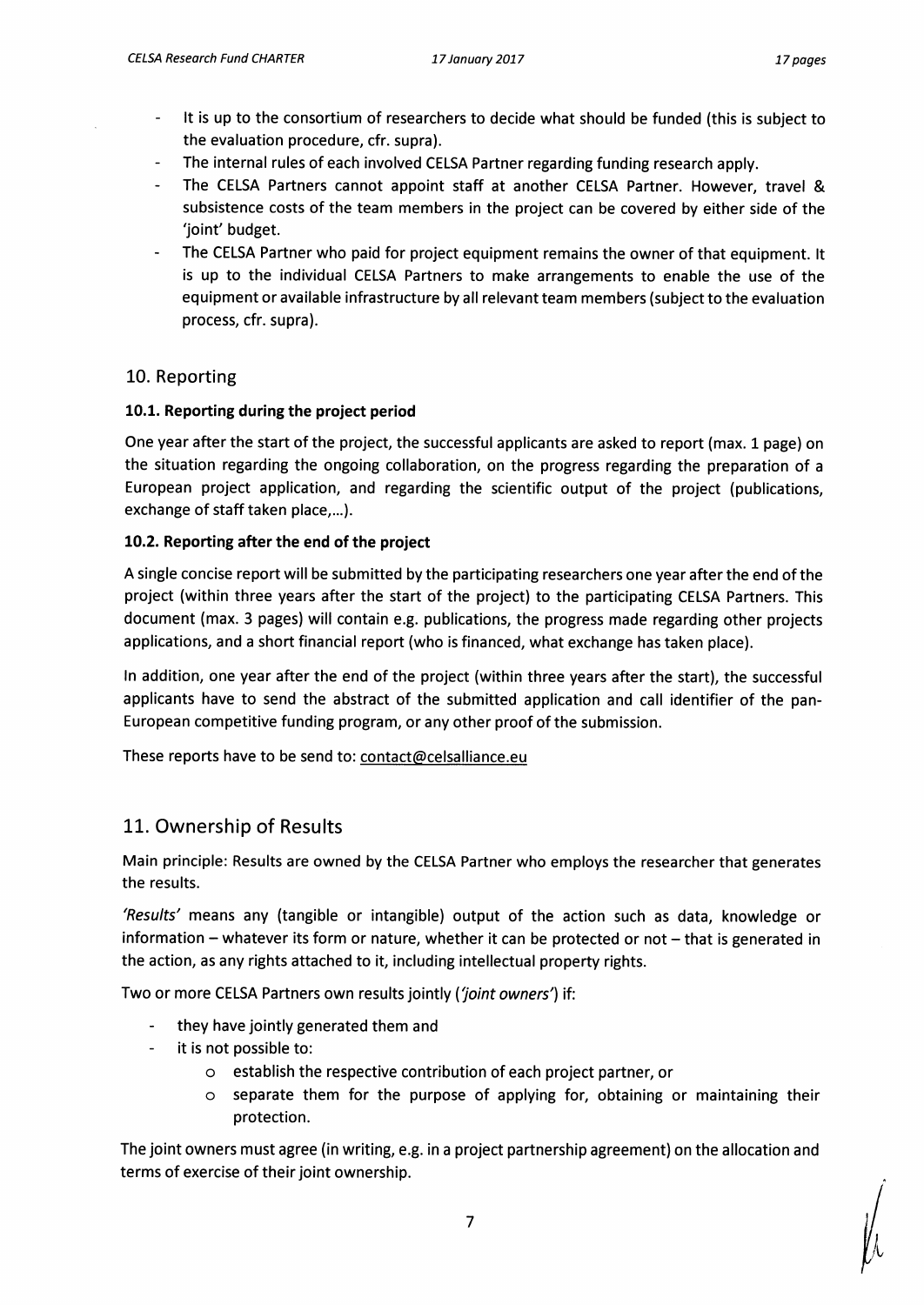- It is up to the consortium of researchers to decide what should be funded (this is subject to the evaluation procedure, cfr. supra).
- The internal rules of each involved CELSA Partner regarding funding research apply.
- The CELSA Partners cannot appoint staff at another CELSA Partner. However, travel & subsistence costs of the team members in the project can be covered by either side of the 'joint' budget.
- The CELSA Partner who paid for project equipment remains the owner of that equipment. It is up to the individual CELSA Partners to make arrangements to enable the use of the equipment or available infrastructure by all relevant team members (subject to the evaluation process, cfr. supra).

## 10. Reporting

### 10.1. Reporting during the project period

One year after the start of the project, the successful applicants are asked to report (max. 1 page) on the situation regarding the ongoing collaboration, on the progress regarding the preparation of a European project application, and regarding the scientific output of the project (publications, exchange of staff taken place,...).

### 10.2. Reporting after the end of the project

A single concise report will be submitted by the participating researchers one year after the end of the project (within three years after the start of the project) to the participating CELSA Partners. This document (max. 3 pages) will contain e.g. publications, the progress made regarding other projects applications, and a short financial report (who is financed, what exchange has taken place).

In addition, one year after the end of the project (within three years after the start), the successful applicants have to send the abstract of the submitted application and call identifier of the pan-European competitive funding program, or any other proof of the submission.

These reports have to be send to: contact@celsalliance.eu

## 11. Ownership of Results

Main principle: Results are owned by the CELSA Partner who employs the researcher that generates the results.

*'Results'* means any (tangible or intangible) output of the action such as data, knowledge or information – whatever its form or nature, whether it can be protected or not – that is generated in the action, as any rights attached to it, including intellectual property rights.

Two or more CELSA Partners own results jointly (*'joint owners'*) if:

- they have jointly generated them and
- it is not possible to:
  - establish the respective contribution of each project partner, or
  - separate them for the purpose of applying for, obtaining or maintaining their protection.

The joint owners must agree (in writing, e.g. in a project partnership agreement) on the allocation and terms of exercise of their joint ownership.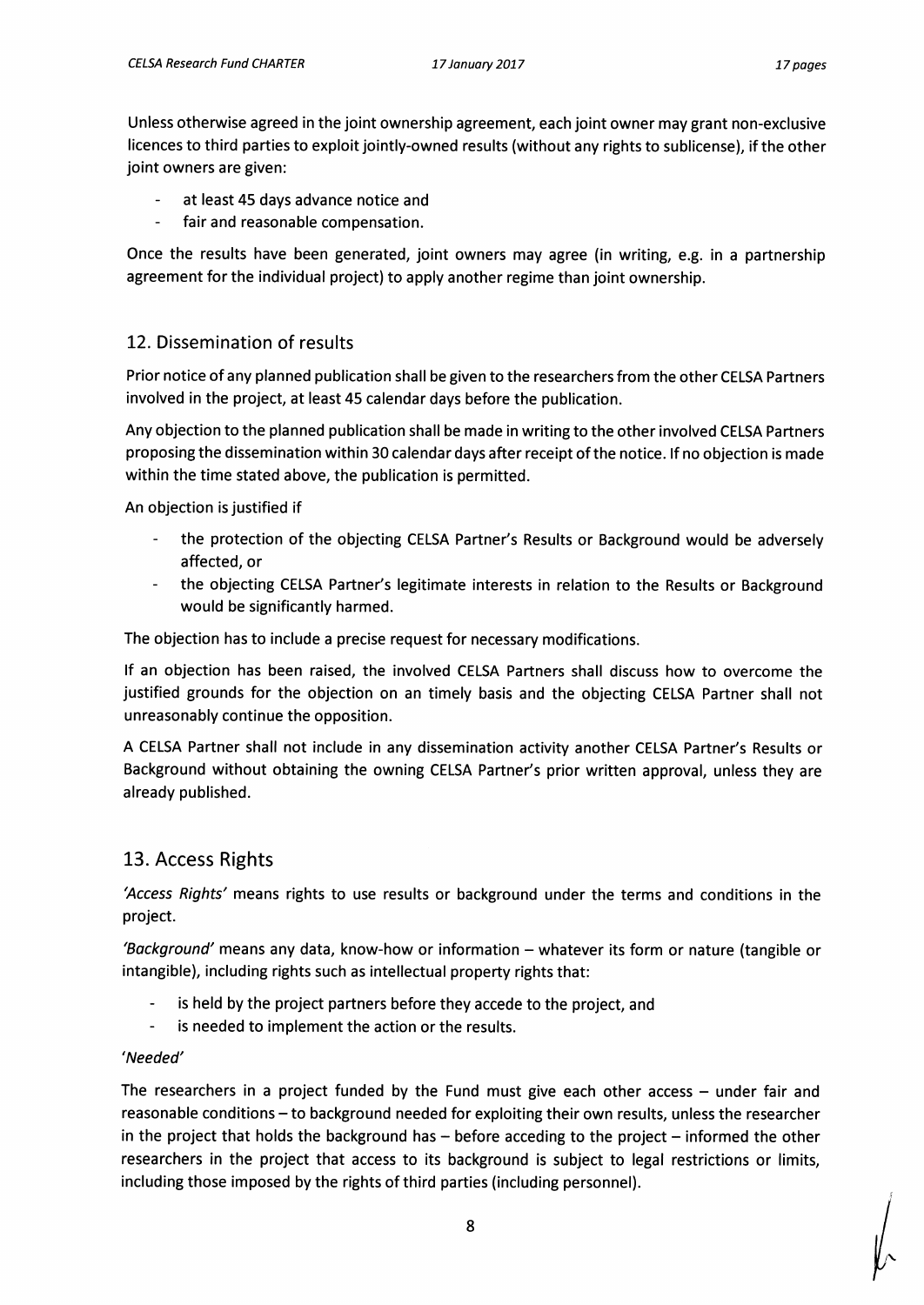Unless otherwise agreed in the joint ownership agreement, each joint owner may grant non-exclusive licences to third parties to exploit jointly-owned results (without any rights to sublicense), if the other joint owners are given:

- at least 45 days advance notice and
- fair and reasonable compensation.

Once the results have been generated, joint owners may agree (in writing, e.g. in a partnership agreement for the individual project) to apply another regime than joint ownership.

## 12. Dissemination of results

Prior notice of any planned publication shall be given to the researchers from the other CELSA Partners involved in the project, at least 45 calendar days before the publication.

Any objection to the planned publication shall be made in writing to the other involved CELSA Partners proposing the dissemination within 30 calendar days after receipt of the notice. If no objection is made within the time stated above, the publication is permitted.

An objection is justified if

- the protection of the objecting CELSA Partner's Results or Background would be adversely affected, or
- the objecting CELSA Partner's legitimate interests in relation to the Results or Background would be significantly harmed.

The objection has to include a precise request for necessary modifications.

If an objection has been raised, the involved CELSA Partners shall discuss how to overcome the justified grounds for the objection on an timely basis and the objecting CELSA Partner shall not unreasonably continue the opposition.

A CELSA Partner shall not include in any dissemination activity another CELSA Partner's Results or Background without obtaining the owning CELSA Partner's prior written approval, unless they are already published.

## 13. Access Rights

*'Access Rights'* means rights to use results or background under the terms and conditions in the project.

*'Background'* means any data, know-how or information – whatever its form or nature (tangible or intangible), including rights such as intellectual property rights that:

- is held by the project partners before they accede to the project, and
- is needed to implement the action or the results.

*'Needed'*

The researchers in a project funded by the Fund must give each other access – under fair and reasonable conditions – to background needed for exploiting their own results, unless the researcher in the project that holds the background has – before acceding to the project – informed the other researchers in the project that access to its background is subject to legal restrictions or limits, including those imposed by the rights of third parties (including personnel).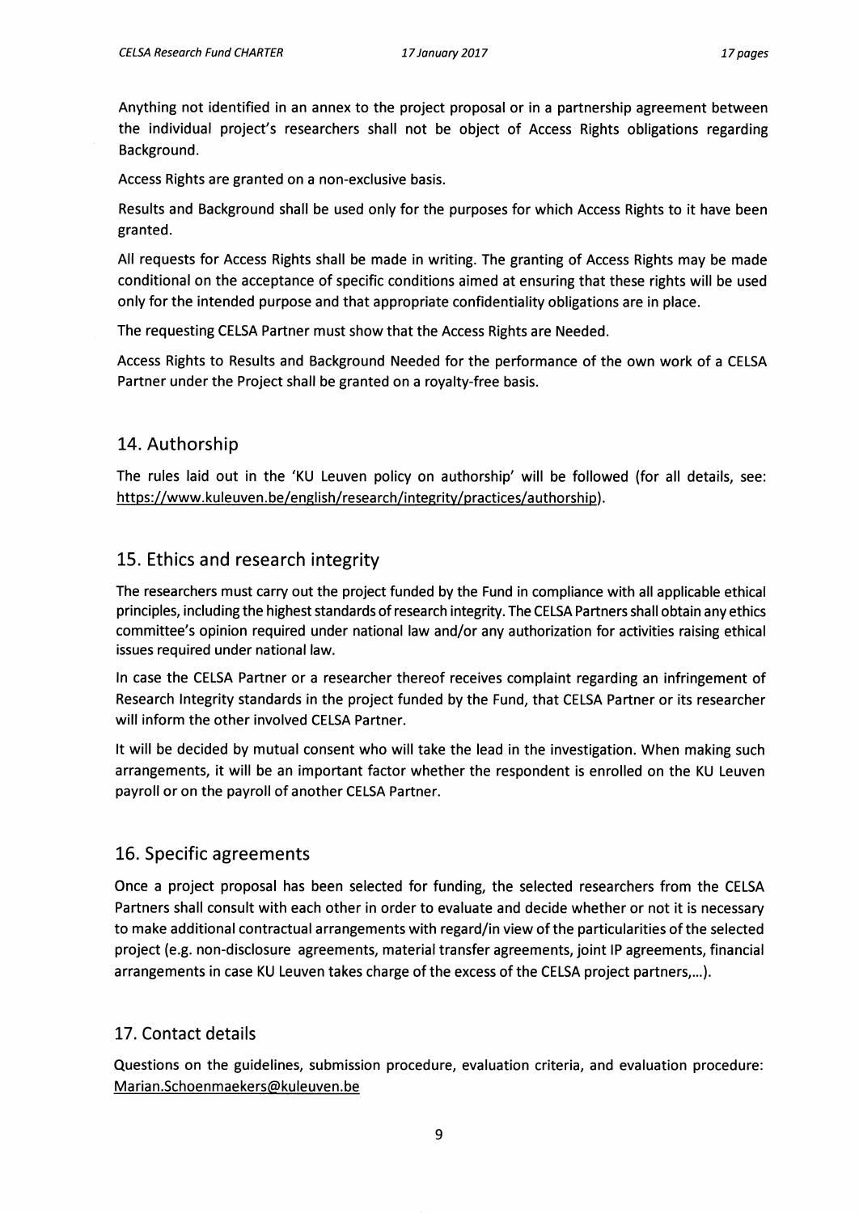Anything not identified in an annex to the project proposal or in a partnership agreement between the individual project's researchers shall not be object of Access Rights obligations regarding Background.

Access Rights are granted on a non-exclusive basis.

Results and Background shall be used only for the purposes for which Access Rights to it have been granted.

All requests for Access Rights shall be made in writing. The granting of Access Rights may be made conditional on the acceptance of specific conditions aimed at ensuring that these rights will be used only for the intended purpose and that appropriate confidentiality obligations are in place.

The requesting CELSA Partner must show that the Access Rights are Needed.

Access Rights to Results and Background Needed for the performance of the own work of a CELSA Partner under the Project shall be granted on a royalty-free basis.

## 14. Authorship

The rules laid out in the 'KU Leuven policy on authorship' will be followed (for all details, see: https://www.kuleuven.be/english/research/integrity/practices/authorship).

## 15. Ethics and research integrity

The researchers must carry out the project funded by the Fund in compliance with all applicable ethical principles, including the highest standards of research integrity. The CELSA Partners shall obtain any ethics committee's opinion required under national law and/or any authorization for activities raising ethical issues required under national law.

In case the CELSA Partner or a researcher thereof receives complaint regarding an infringement of Research Integrity standards in the project funded by the Fund, that CELSA Partner or its researcher will inform the other involved CELSA Partner.

It will be decided by mutual consent who will take the lead in the investigation. When making such arrangements, it will be an important factor whether the respondent is enrolled on the KU Leuven payroll or on the payroll of another CELSA Partner.

## 16. Specific agreements

Once a project proposal has been selected for funding, the selected researchers from the CELSA Partners shall consult with each other in order to evaluate and decide whether or not it is necessary to make additional contractual arrangements with regard/in view of the particularities of the selected project (e.g. non-disclosure agreements, material transfer agreements, joint IP agreements, financial arrangements in case KU Leuven takes charge of the excess of the CELSA project partners,...).

## 17. Contact details

Questions on the guidelines, submission procedure, evaluation criteria, and evaluation procedure: Marian.Schoenmaekers@kuleuven.be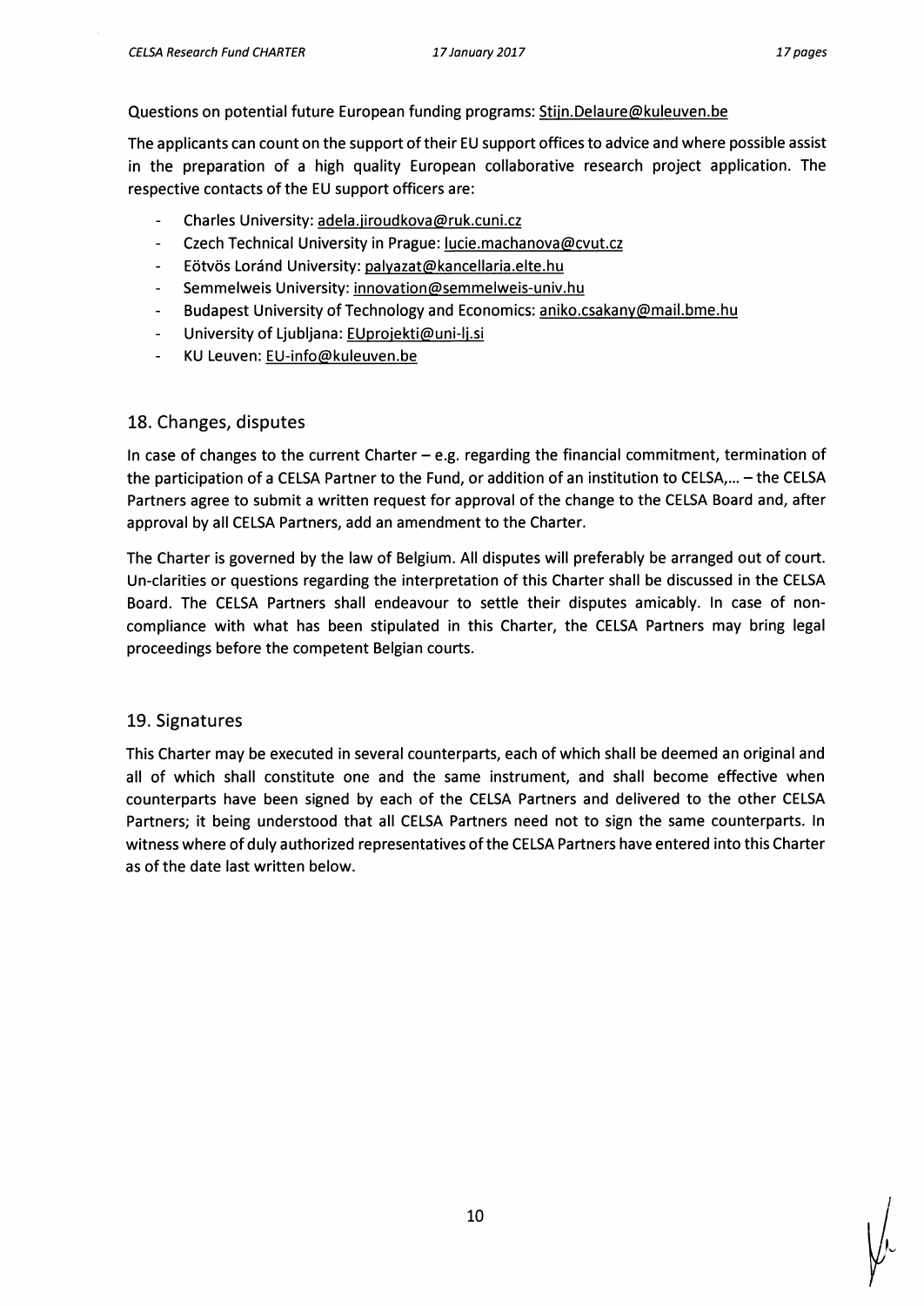Questions on potential future European funding programs: Stijn.Delaure@kuleuven.be

The applicants can count on the support of their EU support offices to advice and where possible assist in the preparation of a high quality European collaborative research project application. The respective contacts of the EU support officers are:

- Charles University: adela.jiroudkova@ruk.cuni.cz
- Czech Technical University in Prague: lucie.machanova@cvut.cz
- Eötvös Loránd University: palyazat@kancellaria.elte.hu
- Semmelweis University: innovation@semmelweis-univ.hu
- Budapest University of Technology and Economics: aniko.csakany@mail.bme.hu
- University of Ljubljana: EUprojekti@uni-lj.si
- KU Leuven: EU-info@kuleuven.be

## 18. Changes, disputes

In case of changes to the current Charter – e.g. regarding the financial commitment, termination of the participation of a CELSA Partner to the Fund, or addition of an institution to CELSA,… – the CELSA Partners agree to submit a written request for approval of the change to the CELSA Board and, after approval by all CELSA Partners, add an amendment to the Charter.

The Charter is governed by the law of Belgium. All disputes will preferably be arranged out of court. Un-clarities or questions regarding the interpretation of this Charter shall be discussed in the CELSA Board. The CELSA Partners shall endeavour to settle their disputes amicably. In case of non-compliance with what has been stipulated in this Charter, the CELSA Partners may bring legal proceedings before the competent Belgian courts.

## 19. Signatures

This Charter may be executed in several counterparts, each of which shall be deemed an original and all of which shall constitute one and the same instrument, and shall become effective when counterparts have been signed by each of the CELSA Partners and delivered to the other CELSA Partners; it being understood that all CELSA Partners need not to sign the same counterparts. In witness where of duly authorized representatives of the CELSA Partners have entered into this Charter as of the date last written below.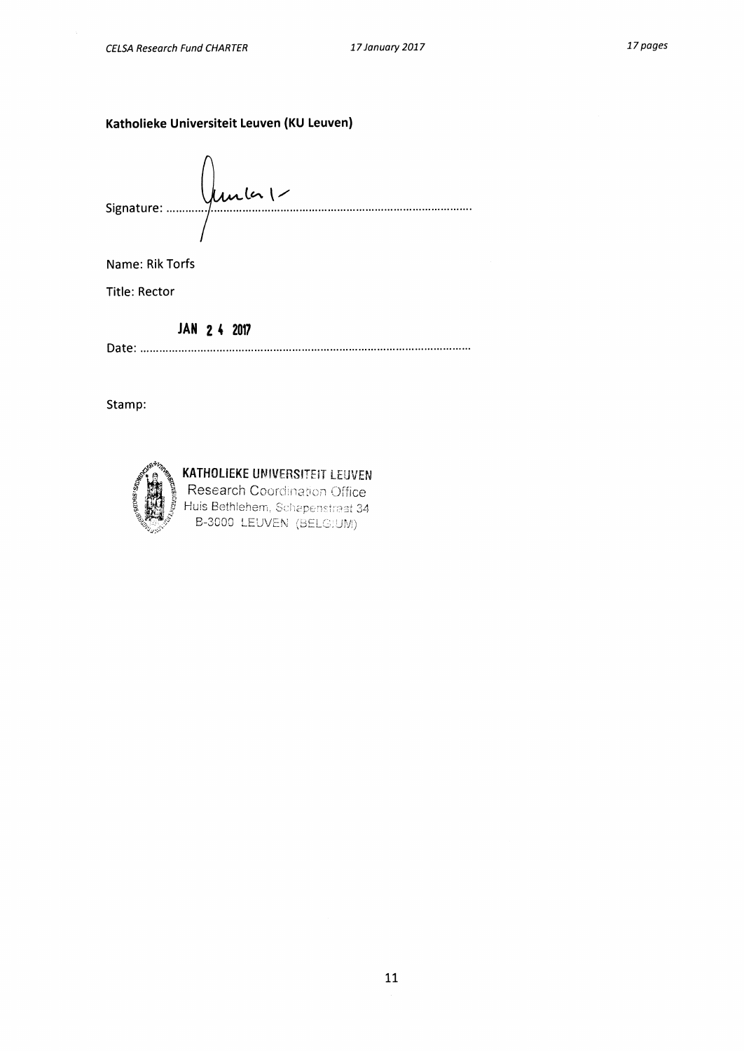**Katholieke Universiteit Leuven (KU Leuven)**

Signature: ..............................................................................................

Name: Rik Torfs

Title: Rector

Date: JAN 24 2017

Stamp:

KATHOLIEKE UNIVERSITEIT LEUVEN
Research Coordination Office
Huis Bethlehem, Schapenstraat 34
B-3000 LEUVEN (BELGIUM)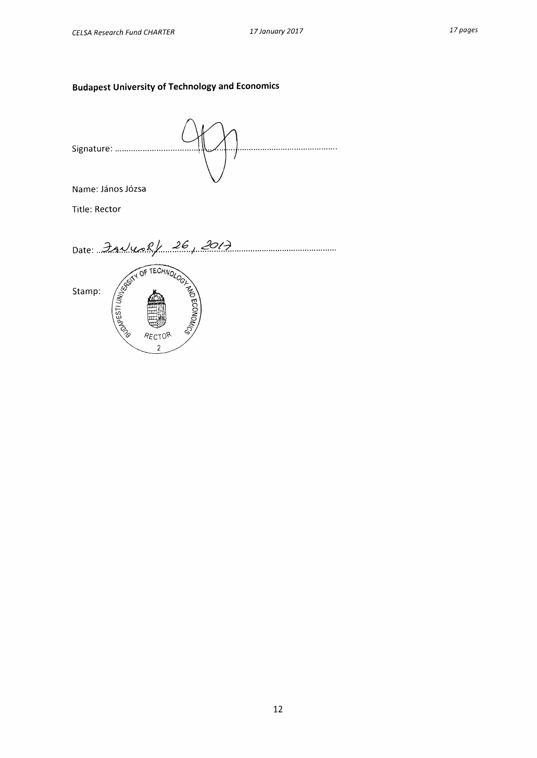**Budapest University of Technology and Economics**

Signature: ..................................................................................................

Name: János Józsa

Title: Rector

Date: January 26, 2017

Stamp: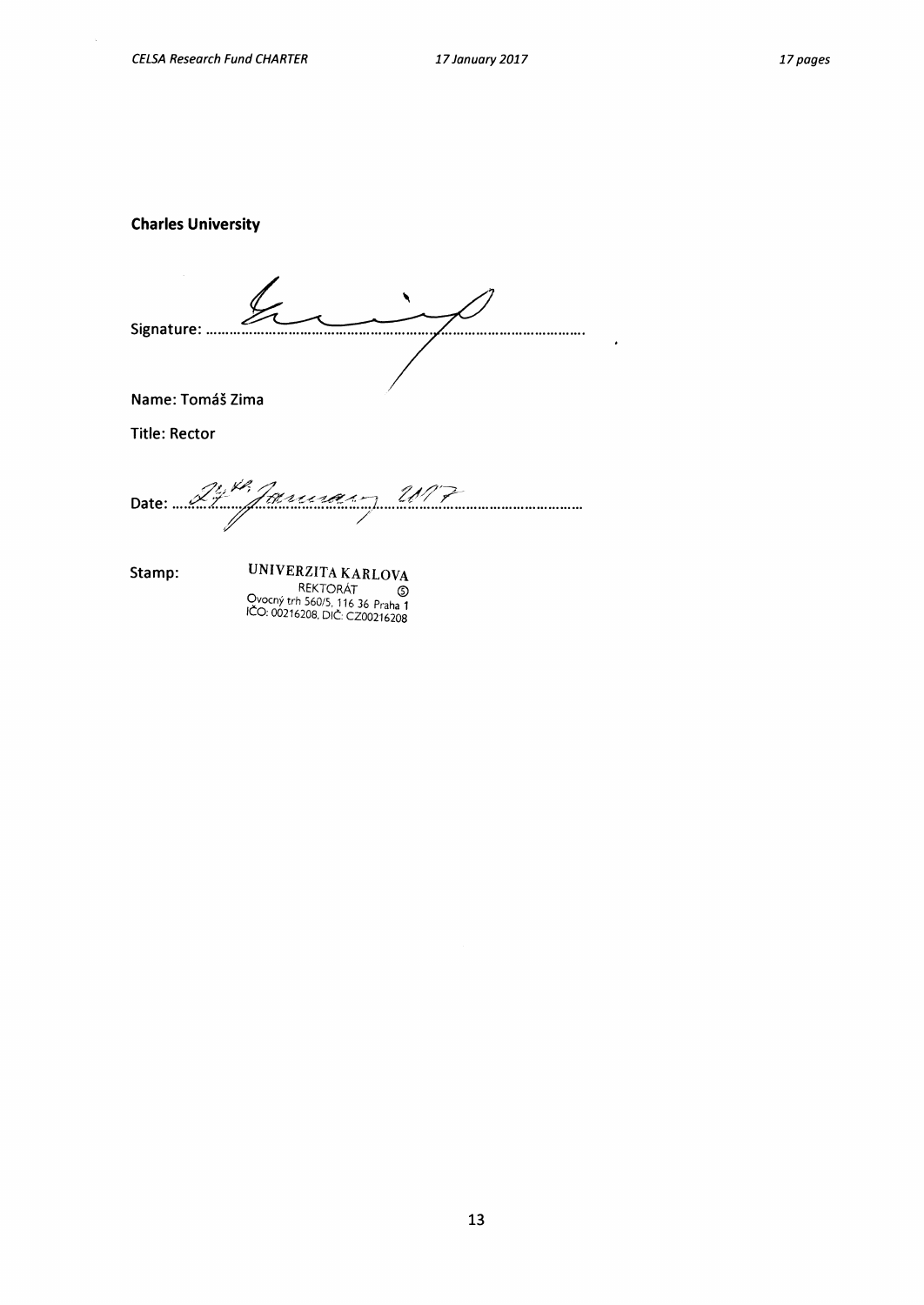**Charles University**

Signature: ...............................................................................................

Name: Tomáš Zima

Title: Rector

Date: 27th January 2017

Stamp: UNIVERZITA KARLOVA
REKTORÁT
Ovocný trh 560/5, 116 36 Praha 1
IČO: 00216208, DIČ: CZ00216208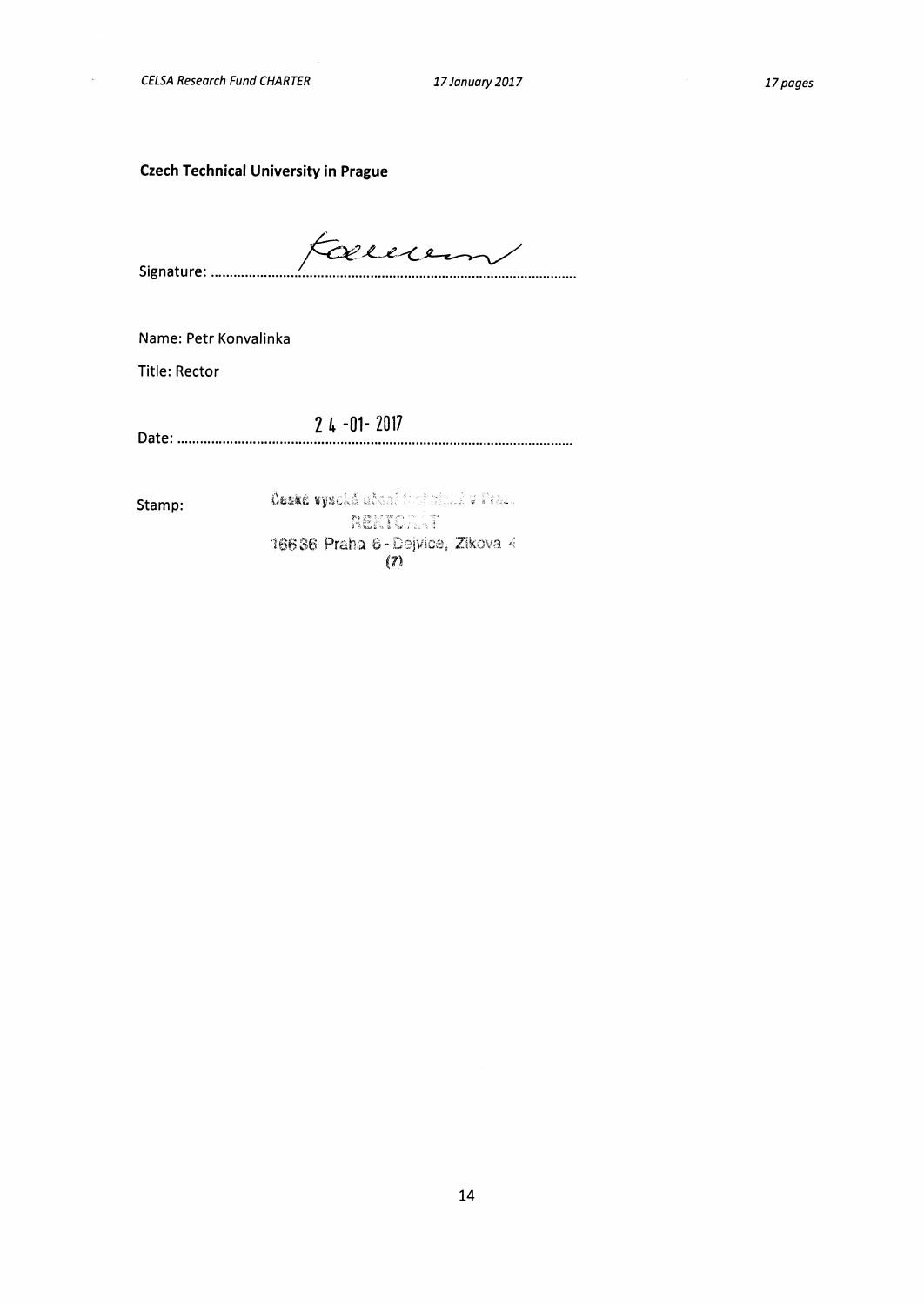**Czech Technical University in Prague**

Signature: ..........................................................................................

Name: Petr Konvalinka

Title: Rector

Date: 24-01-2017

Stamp: České vysoké učení technické v Praze
REKTORÁT
166 36 Praha 6 - Dejvice, Zikova 4
(7)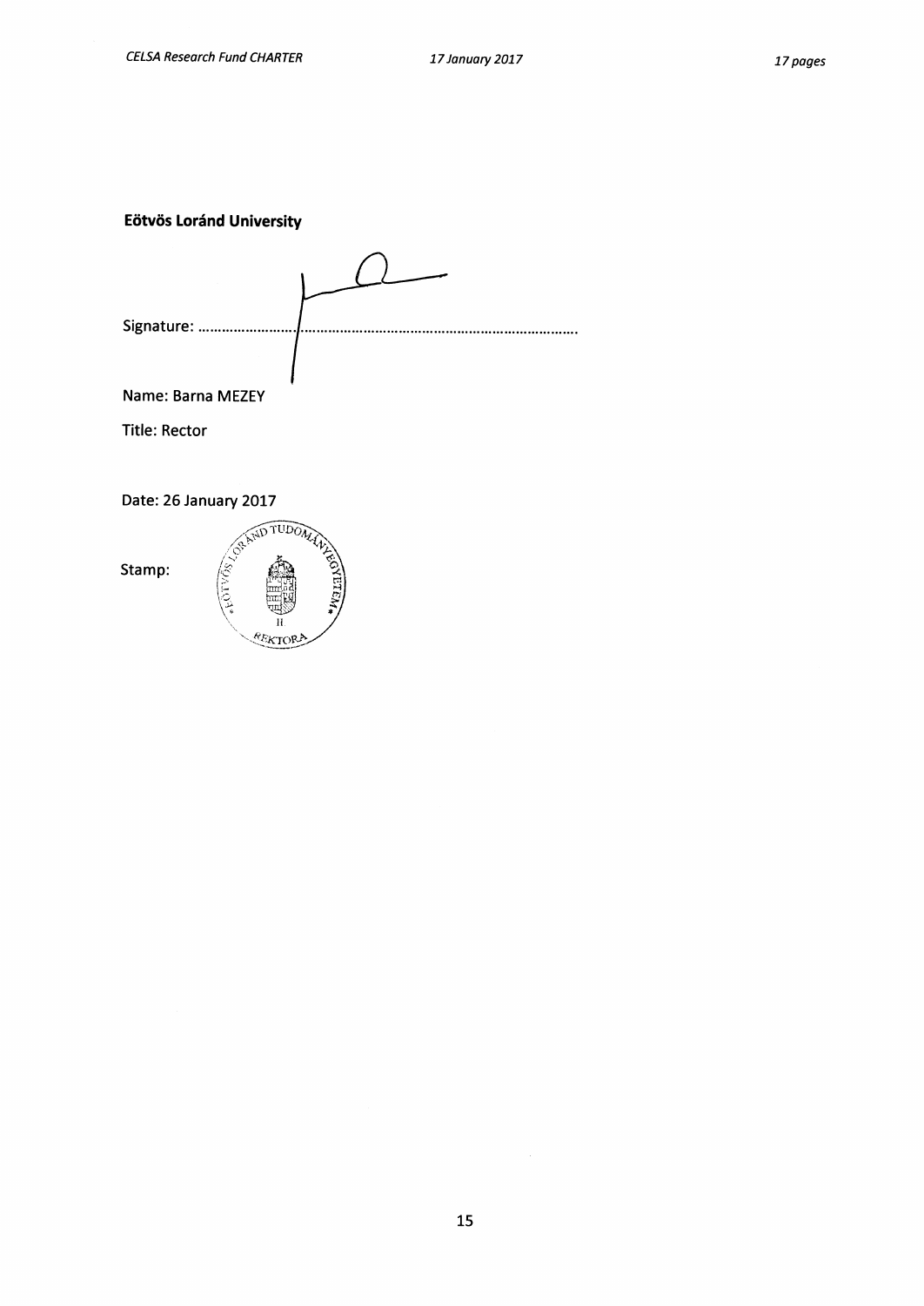**Eötvös Loránd University**

Signature: ……………………………………………………………………………………………………

Name: Barna MEZEY

Title: Rector

Date: 26 January 2017

Stamp: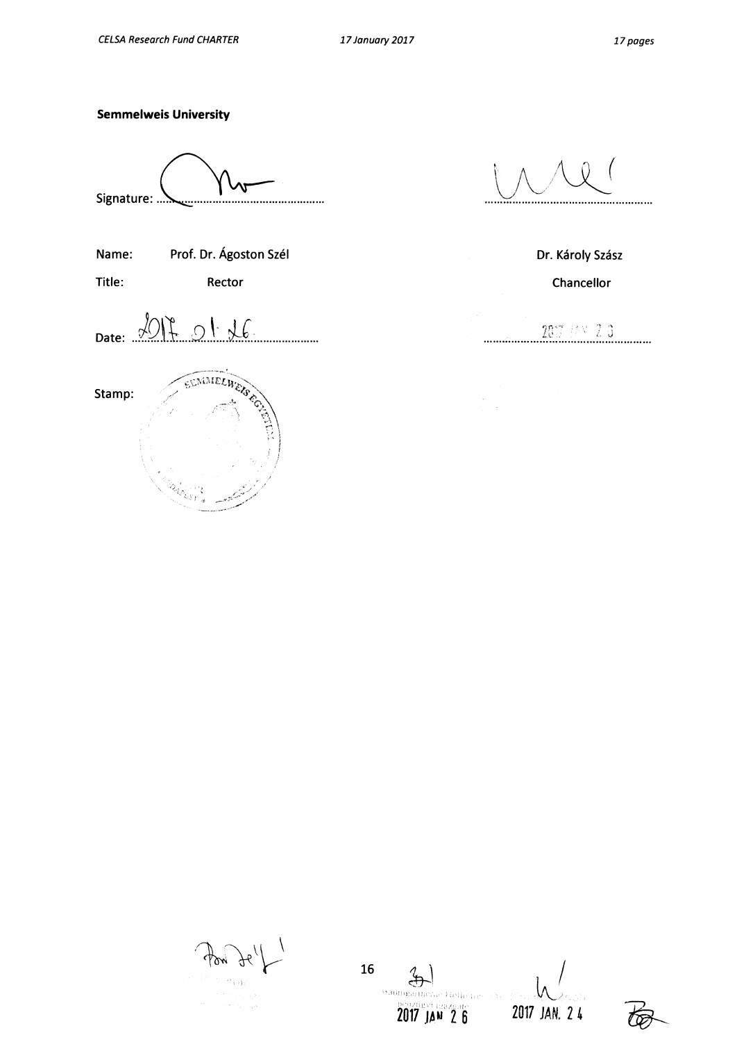**Semmelweis University**

Signature: ...............................................

Name: Prof. Dr. Ágoston Szél

Title: Rector

Date: 2017. 01. 26.

Stamp:

...............................................

Dr. Károly Szász

Chancellor

2017 JAN 2 3

2017 JAN 2 6

2017 JAN. 2 4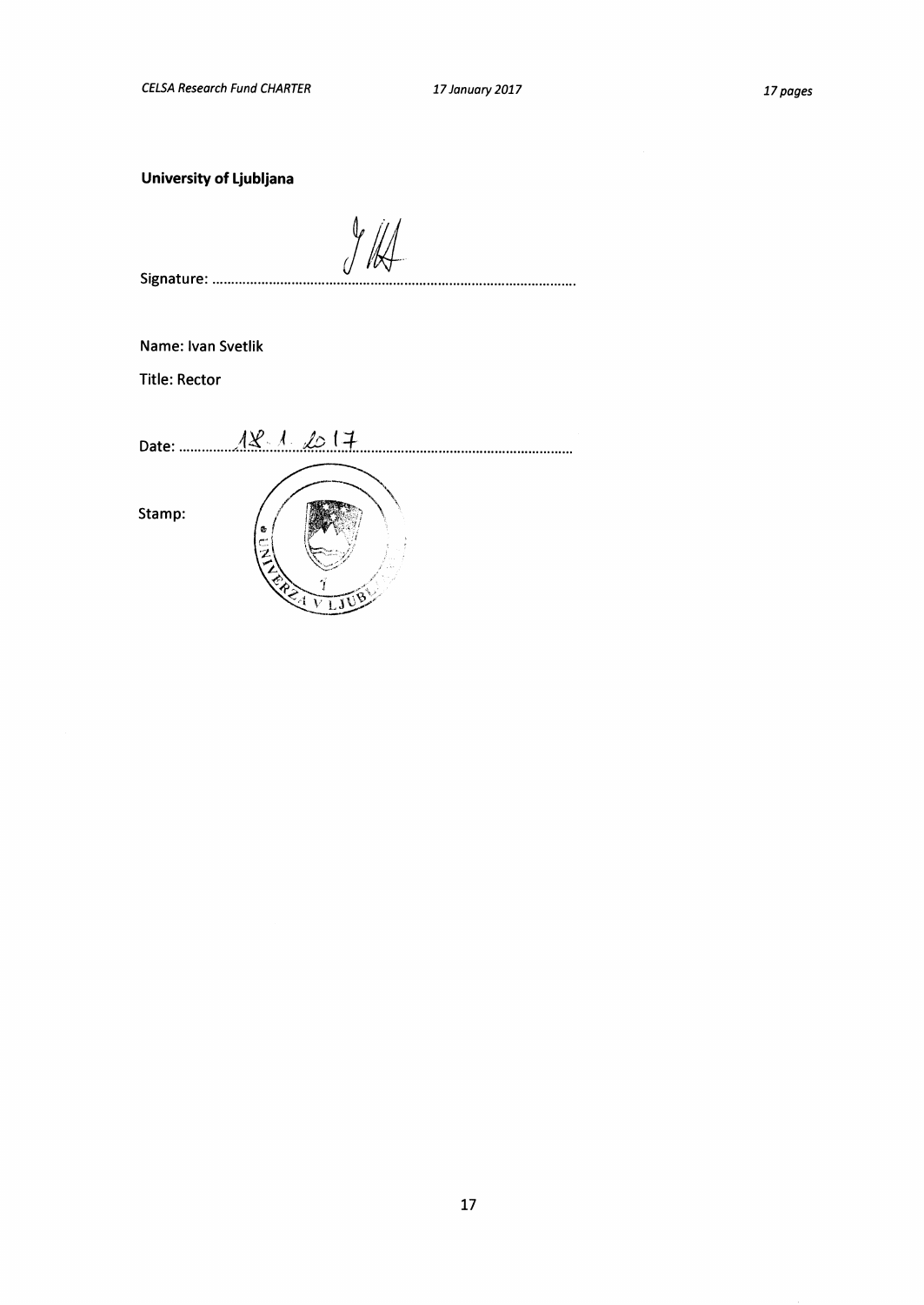**University of Ljubljana**

Signature: ..............................................................................................

Name: Ivan Svetlik

Title: Rector

Date: 18. 1. 2017

Stamp: